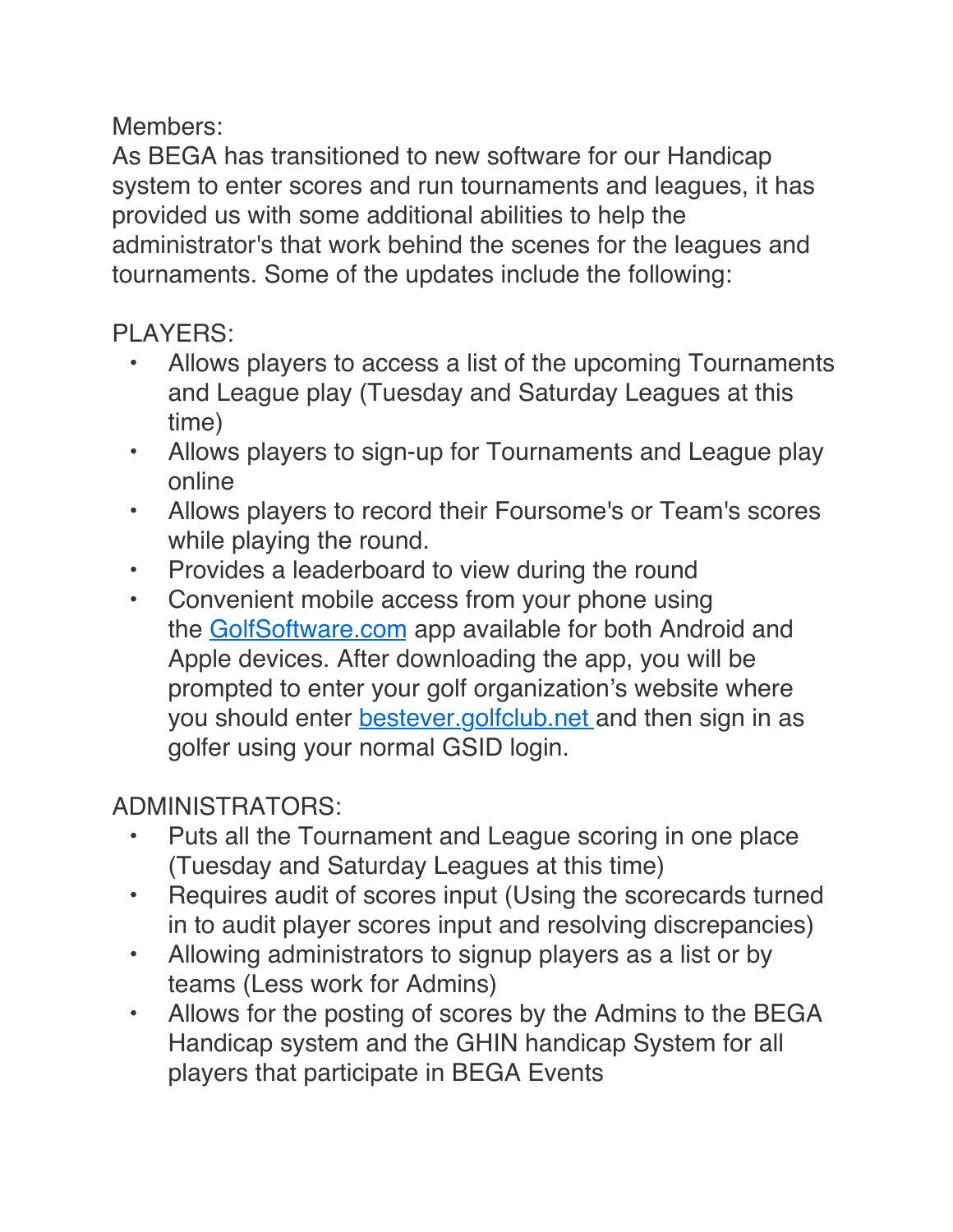Members:
As BEGA has transitioned to new software for our Handicap system to enter scores and run tournaments and leagues, it has provided us with some additional abilities to help the administrator's that work behind the scenes for the leagues and tournaments. Some of the updates include the following:

PLAYERS:

- Allows players to access a list of the upcoming Tournaments and League play (Tuesday and Saturday Leagues at this time)
- Allows players to sign-up for Tournaments and League play online
- Allows players to record their Foursome's or Team's scores while playing the round.
- Provides a leaderboard to view during the round
- Convenient mobile access from your phone using the [GolfSoftware.com](GolfSoftware.com) app available for both Android and Apple devices. After downloading the app, you will be prompted to enter your golf organization's website where you should enter [bestever.golfclub.net](bestever.golfclub.net) and then sign in as golfer using your normal GSID login.

ADMINISTRATORS:

- Puts all the Tournament and League scoring in one place (Tuesday and Saturday Leagues at this time)
- Requires audit of scores input (Using the scorecards turned in to audit player scores input and resolving discrepancies)
- Allowing administrators to signup players as a list or by teams (Less work for Admins)
- Allows for the posting of scores by the Admins to the BEGA Handicap system and the GHIN handicap System for all players that participate in BEGA Events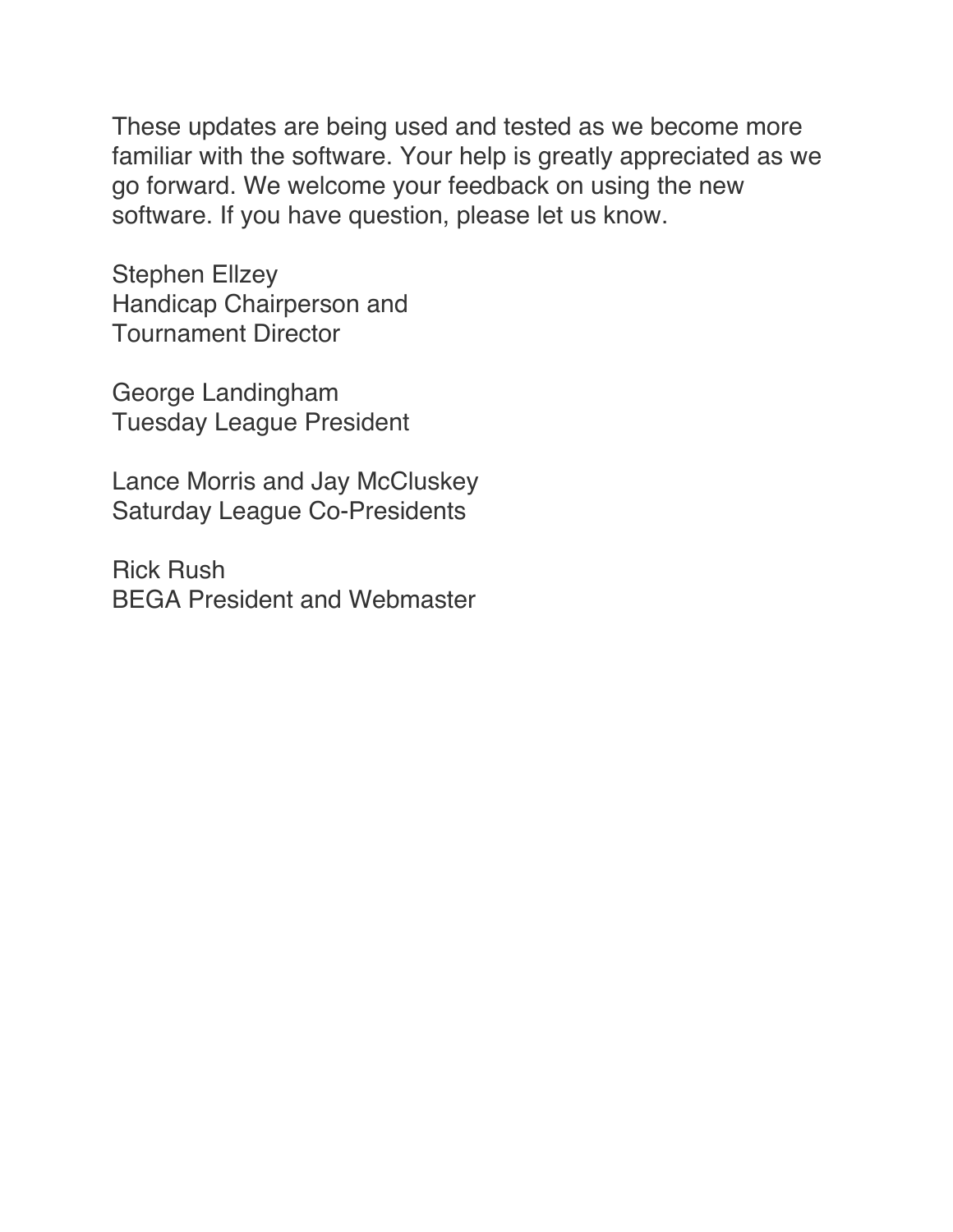These updates are being used and tested as we become more familiar with the software. Your help is greatly appreciated as we go forward. We welcome your feedback on using the new software. If you have question, please let us know.

Stephen Ellzey
Handicap Chairperson and
Tournament Director

George Landingham
Tuesday League President

Lance Morris and Jay McCluskey
Saturday League Co-Presidents

Rick Rush
BEGA President and Webmaster